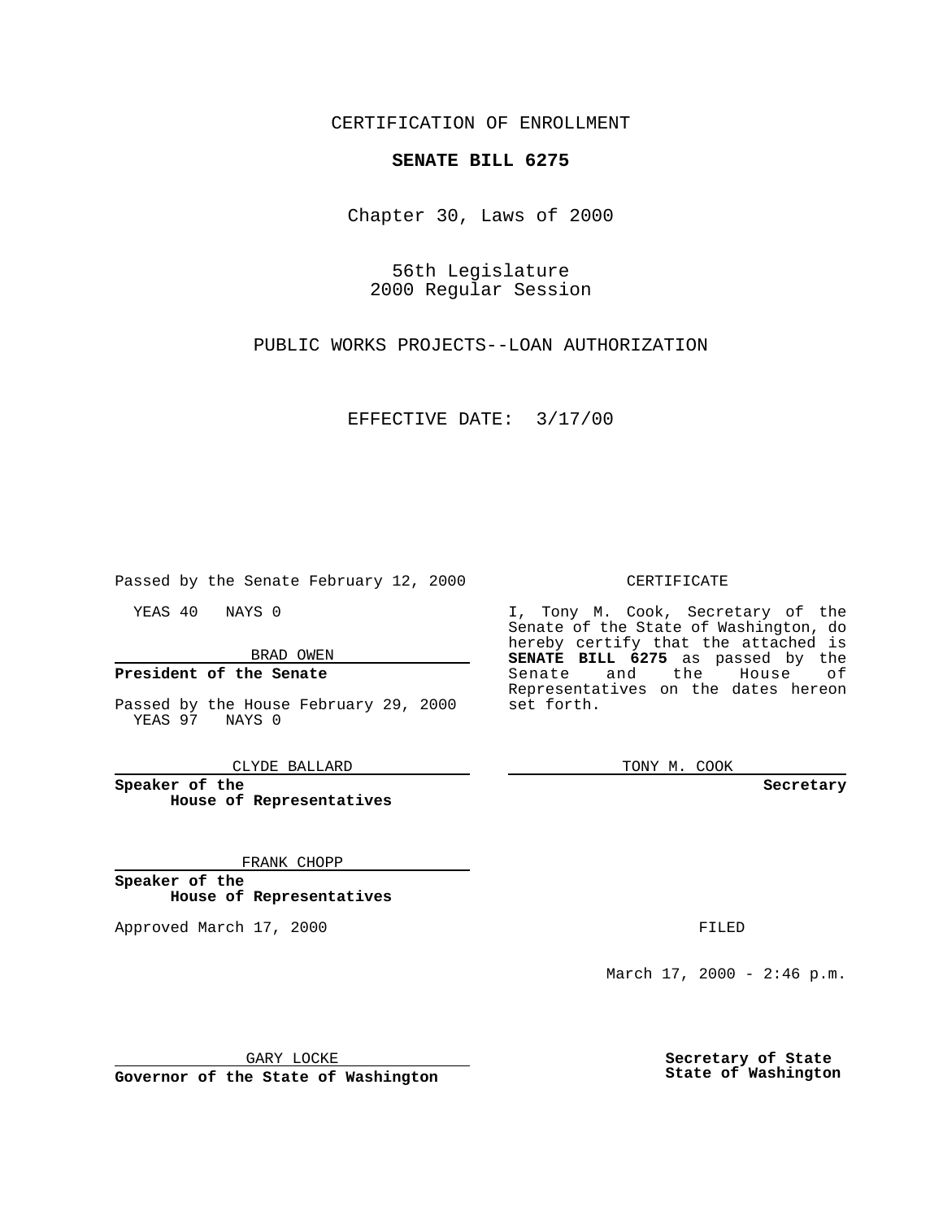CERTIFICATION OF ENROLLMENT

**SENATE BILL 6275**

Chapter 30, Laws of 2000

56th Legislature
2000 Regular Session

PUBLIC WORKS PROJECTS--LOAN AUTHORIZATION

EFFECTIVE DATE: 3/17/00

Passed by the Senate February 12, 2000

YEAS 40 NAYS 0

BRAD OWEN

**President of the Senate**

Passed by the House February 29, 2000
YEAS 97 NAYS 0

CLYDE BALLARD

**Speaker of the House of Representatives**

FRANK CHOPP

**Speaker of the House of Representatives**

Approved March 17, 2000

GARY LOCKE

**Governor of the State of Washington**

CERTIFICATE

I, Tony M. Cook, Secretary of the Senate of the State of Washington, do hereby certify that the attached is **SENATE BILL 6275** as passed by the Senate and the House of Representatives on the dates hereon set forth.

TONY M. COOK

**Secretary**

FILED

March 17, 2000 - 2:46 p.m.

**Secretary of State**
**State of Washington**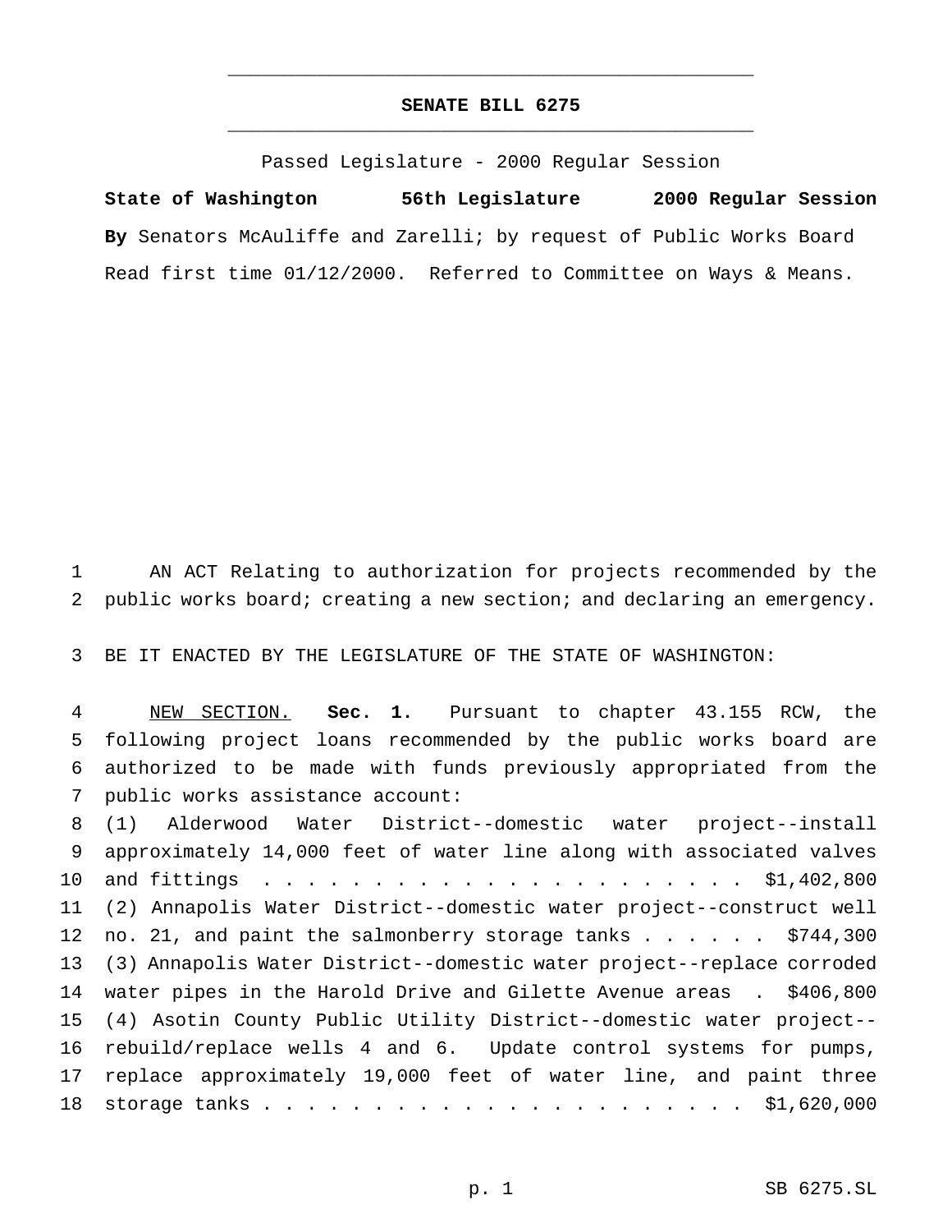# SENATE BILL 6275

Passed Legislature - 2000 Regular Session

**State of Washington 56th Legislature 2000 Regular Session**

**By** Senators McAuliffe and Zarelli; by request of Public Works Board

Read first time 01/12/2000. Referred to Committee on Ways & Means.

AN ACT Relating to authorization for projects recommended by the public works board; creating a new section; and declaring an emergency.

BE IT ENACTED BY THE LEGISLATURE OF THE STATE OF WASHINGTON:

NEW SECTION. **Sec. 1.** Pursuant to chapter 43.155 RCW, the following project loans recommended by the public works board are authorized to be made with funds previously appropriated from the public works assistance account:

(1) Alderwood Water District--domestic water project--install approximately 14,000 feet of water line along with associated valves and fittings . . . . . . . . . . . . . . . . . . . . . . $1,402,800

(2) Annapolis Water District--domestic water project--construct well no. 21, and paint the salmonberry storage tanks . . . . . . $744,300

(3) Annapolis Water District--domestic water project--replace corroded water pipes in the Harold Drive and Gilette Avenue areas . $406,800

(4) Asotin County Public Utility District--domestic water project--rebuild/replace wells 4 and 6. Update control systems for pumps, replace approximately 19,000 feet of water line, and paint three storage tanks . . . . . . . . . . . . . . . . . . . . . . $1,620,000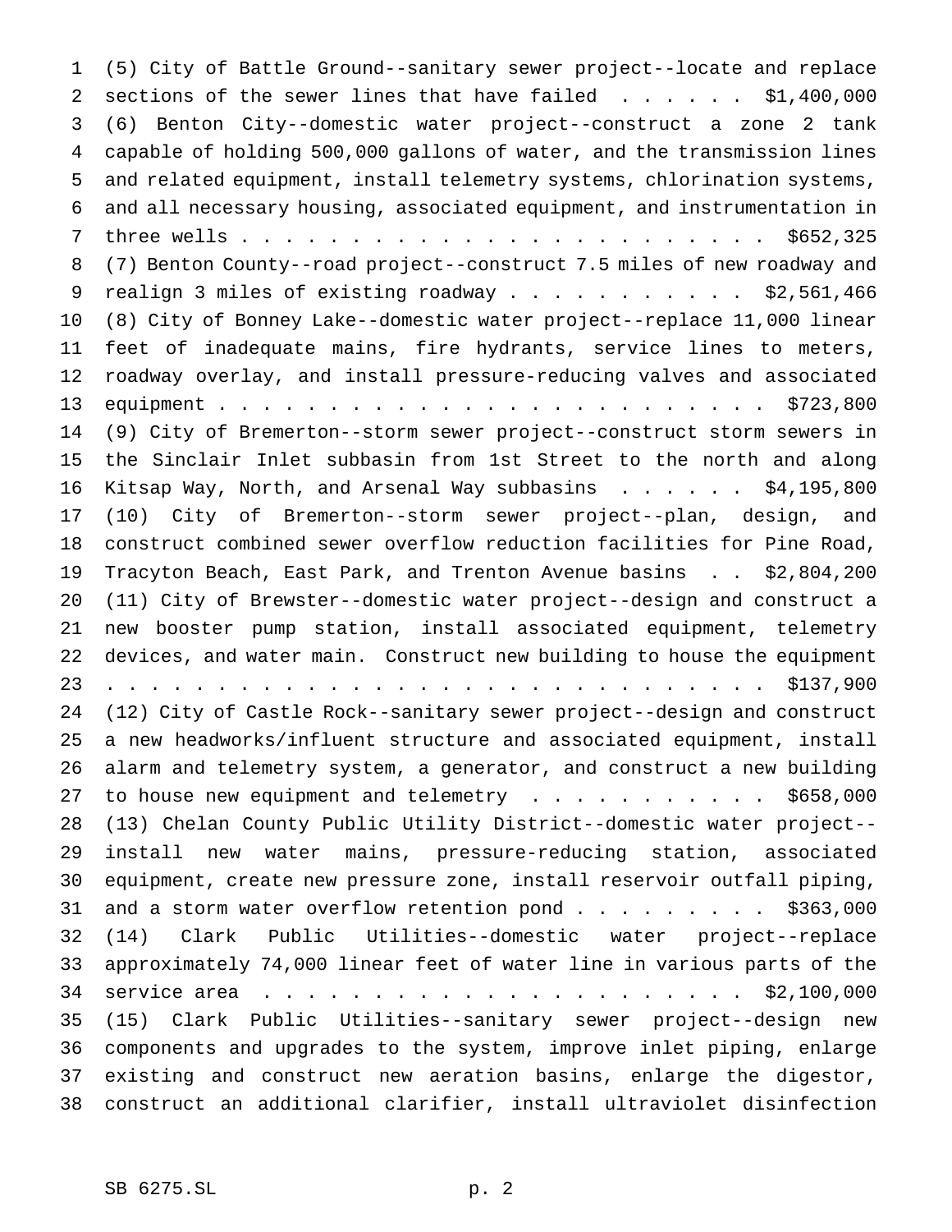(5) City of Battle Ground--sanitary sewer project--locate and replace sections of the sewer lines that have failed . . . . . . $1,400,000

(6) Benton City--domestic water project--construct a zone 2 tank capable of holding 500,000 gallons of water, and the transmission lines and related equipment, install telemetry systems, chlorination systems, and all necessary housing, associated equipment, and instrumentation in three wells . . . . . . . . . . . . . . . . . . . . . . . . $652,325

(7) Benton County--road project--construct 7.5 miles of new roadway and realign 3 miles of existing roadway . . . . . . . . . . . $2,561,466

(8) City of Bonney Lake--domestic water project--replace 11,000 linear feet of inadequate mains, fire hydrants, service lines to meters, roadway overlay, and install pressure-reducing valves and associated equipment . . . . . . . . . . . . . . . . . . . . . . . . . $723,800

(9) City of Bremerton--storm sewer project--construct storm sewers in the Sinclair Inlet subbasin from 1st Street to the north and along Kitsap Way, North, and Arsenal Way subbasins . . . . . . $4,195,800

(10) City of Bremerton--storm sewer project--plan, design, and construct combined sewer overflow reduction facilities for Pine Road, Tracyton Beach, East Park, and Trenton Avenue basins . . $2,804,200

(11) City of Brewster--domestic water project--design and construct a new booster pump station, install associated equipment, telemetry devices, and water main. Construct new building to house the equipment . . . . . . . . . . . . . . . . . . . . . . . . . . . . . . . . $137,900

(12) City of Castle Rock--sanitary sewer project--design and construct a new headworks/influent structure and associated equipment, install alarm and telemetry system, a generator, and construct a new building to house new equipment and telemetry . . . . . . . . . . . $658,000

(13) Chelan County Public Utility District--domestic water project--install new water mains, pressure-reducing station, associated equipment, create new pressure zone, install reservoir outfall piping, and a storm water overflow retention pond . . . . . . . . . $363,000

(14) Clark Public Utilities--domestic water project--replace approximately 74,000 linear feet of water line in various parts of the service area . . . . . . . . . . . . . . . . . . . . . . $2,100,000

(15) Clark Public Utilities--sanitary sewer project--design new components and upgrades to the system, improve inlet piping, enlarge existing and construct new aeration basins, enlarge the digestor, construct an additional clarifier, install ultraviolet disinfection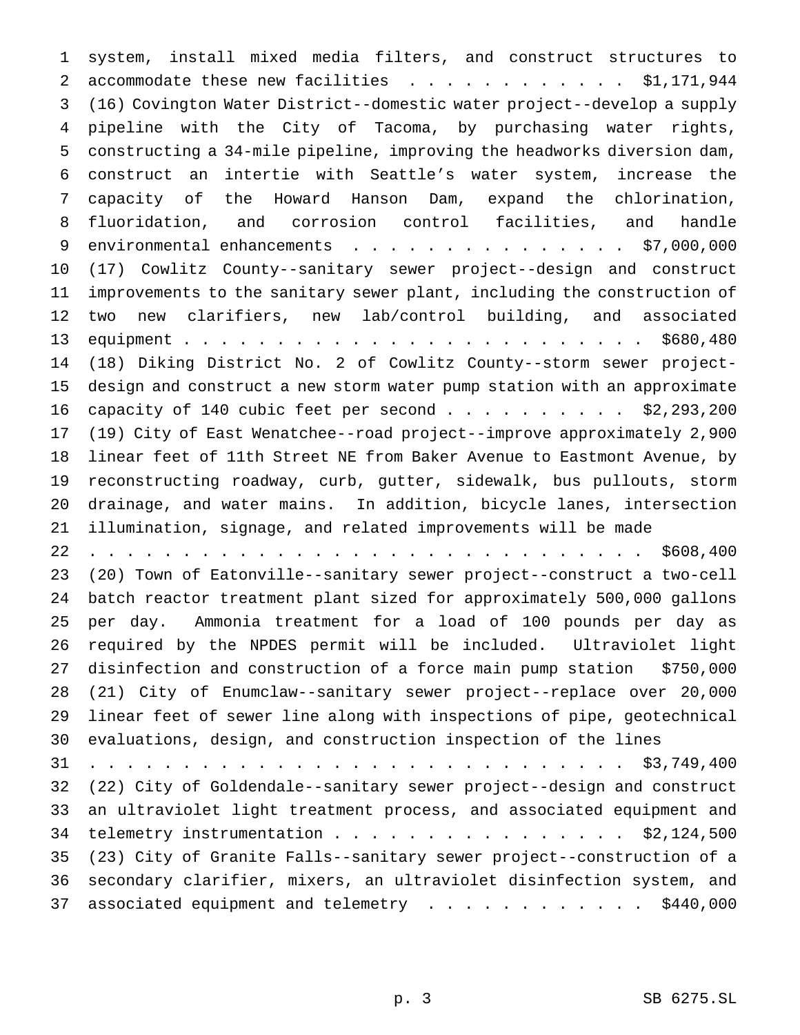system, install mixed media filters, and construct structures to accommodate these new facilities . . . . . . . . . . . . $1,171,944

(16) Covington Water District--domestic water project--develop a supply pipeline with the City of Tacoma, by purchasing water rights, constructing a 34-mile pipeline, improving the headworks diversion dam, construct an intertie with Seattle's water system, increase the capacity of the Howard Hanson Dam, expand the chlorination, fluoridation, and corrosion control facilities, and handle environmental enhancements . . . . . . . . . . . . . . . . $7,000,000

(17) Cowlitz County--sanitary sewer project--design and construct improvements to the sanitary sewer plant, including the construction of two new clarifiers, new lab/control building, and associated equipment . . . . . . . . . . . . . . . . . . . . . . . . . $680,480

(18) Diking District No. 2 of Cowlitz County--storm sewer project-design and construct a new storm water pump station with an approximate capacity of 140 cubic feet per second . . . . . . . . . . $2,293,200

(19) City of East Wenatchee--road project--improve approximately 2,900 linear feet of 11th Street NE from Baker Avenue to Eastmont Avenue, by reconstructing roadway, curb, gutter, sidewalk, bus pullouts, storm drainage, and water mains. In addition, bicycle lanes, intersection illumination, signage, and related improvements will be made . . . . . . . . . . . . . . . . . . . . . . . . . . . . . $608,400

(20) Town of Eatonville--sanitary sewer project--construct a two-cell batch reactor treatment plant sized for approximately 500,000 gallons per day. Ammonia treatment for a load of 100 pounds per day as required by the NPDES permit will be included. Ultraviolet light disinfection and construction of a force main pump station $750,000

(21) City of Enumclaw--sanitary sewer project--replace over 20,000 linear feet of sewer line along with inspections of pipe, geotechnical evaluations, design, and construction inspection of the lines . . . . . . . . . . . . . . . . . . . . . . . . . . . . . $3,749,400

(22) City of Goldendale--sanitary sewer project--design and construct an ultraviolet light treatment process, and associated equipment and telemetry instrumentation . . . . . . . . . . . . . . . . . $2,124,500

(23) City of Granite Falls--sanitary sewer project--construction of a secondary clarifier, mixers, an ultraviolet disinfection system, and associated equipment and telemetry . . . . . . . . . . . . $440,000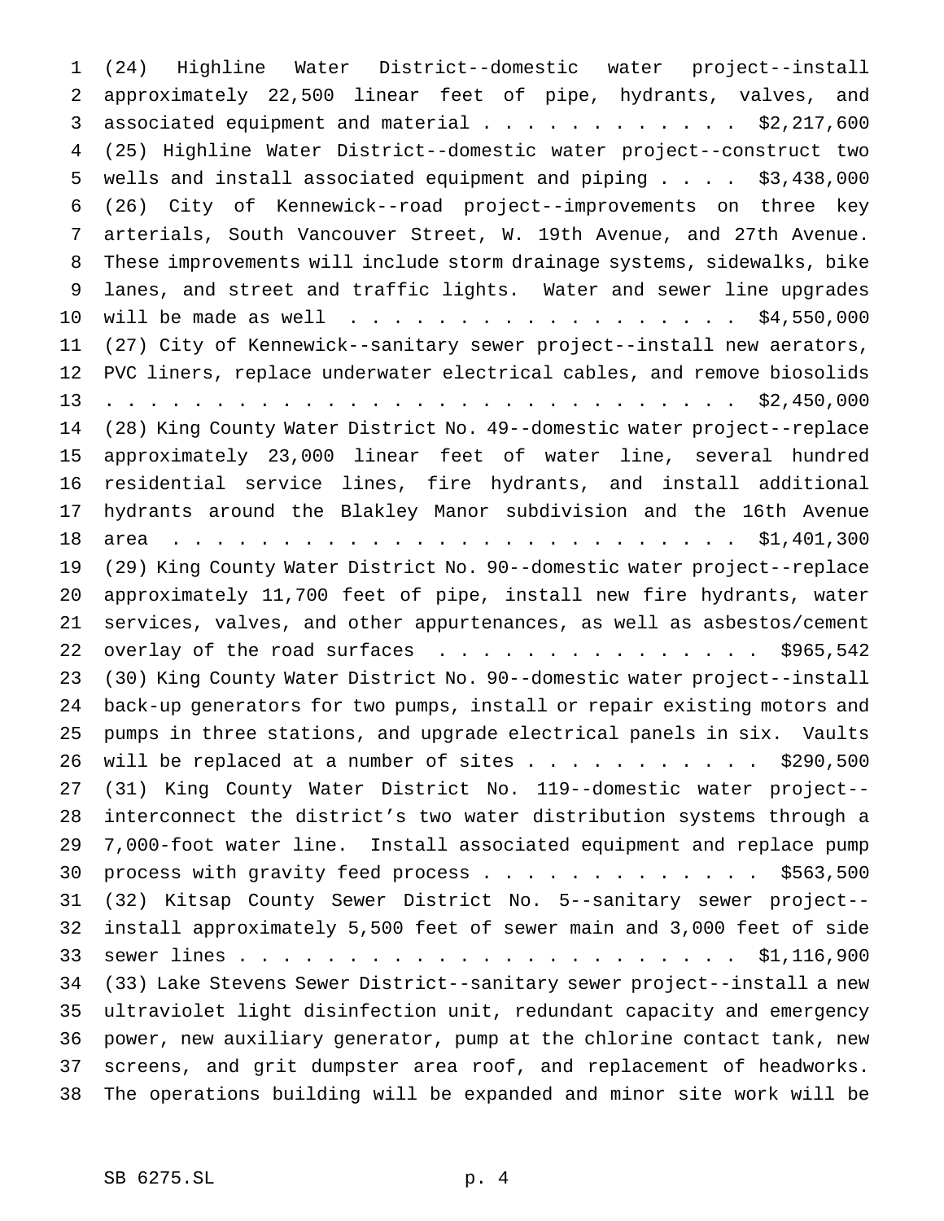(24) Highline Water District--domestic water project--install approximately 22,500 linear feet of pipe, hydrants, valves, and associated equipment and material . . . . . . . . . . . . $2,217,600

(25) Highline Water District--domestic water project--construct two wells and install associated equipment and piping . . . . $3,438,000

(26) City of Kennewick--road project--improvements on three key arterials, South Vancouver Street, W. 19th Avenue, and 27th Avenue. These improvements will include storm drainage systems, sidewalks, bike lanes, and street and traffic lights. Water and sewer line upgrades will be made as well . . . . . . . . . . . . . . . . . . $4,550,000

(27) City of Kennewick--sanitary sewer project--install new aerators, PVC liners, replace underwater electrical cables, and remove biosolids . . . . . . . . . . . . . . . . . . . . . . . . . . . . . $2,450,000

(28) King County Water District No. 49--domestic water project--replace approximately 23,000 linear feet of water line, several hundred residential service lines, fire hydrants, and install additional hydrants around the Blakley Manor subdivision and the 16th Avenue area . . . . . . . . . . . . . . . . . . . . . . . . . $1,401,300

(29) King County Water District No. 90--domestic water project--replace approximately 11,700 feet of pipe, install new fire hydrants, water services, valves, and other appurtenances, as well as asbestos/cement overlay of the road surfaces . . . . . . . . . . . . . . . $965,542

(30) King County Water District No. 90--domestic water project--install back-up generators for two pumps, install or repair existing motors and pumps in three stations, and upgrade electrical panels in six. Vaults will be replaced at a number of sites . . . . . . . . . . . $290,500

(31) King County Water District No. 119--domestic water project--interconnect the district's two water distribution systems through a 7,000-foot water line. Install associated equipment and replace pump process with gravity feed process . . . . . . . . . . . . . $563,500

(32) Kitsap County Sewer District No. 5--sanitary sewer project--install approximately 5,500 feet of sewer main and 3,000 feet of side sewer lines . . . . . . . . . . . . . . . . . . . . . . . $1,116,900

(33) Lake Stevens Sewer District--sanitary sewer project--install a new ultraviolet light disinfection unit, redundant capacity and emergency power, new auxiliary generator, pump at the chlorine contact tank, new screens, and grit dumpster area roof, and replacement of headworks. The operations building will be expanded and minor site work will be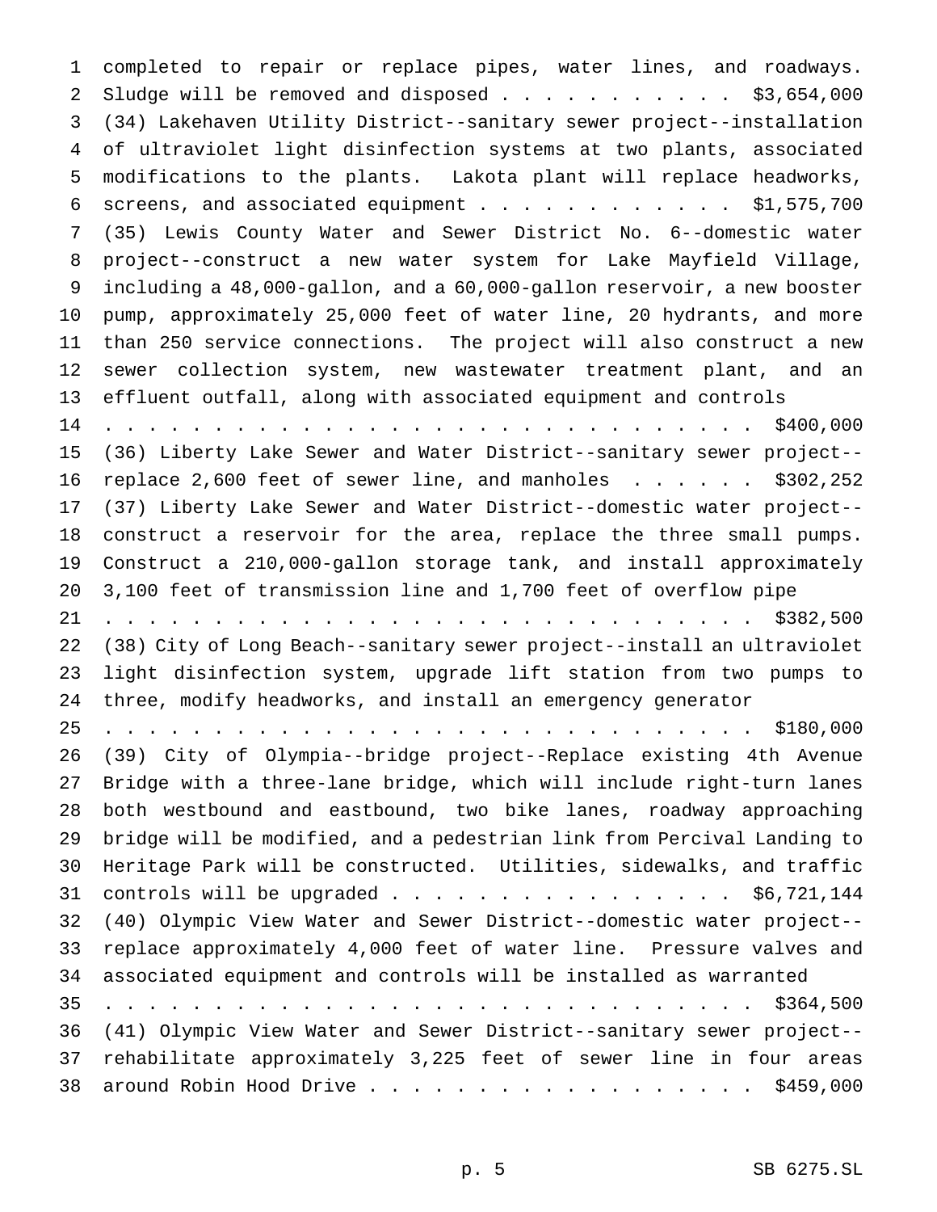completed to repair or replace pipes, water lines, and roadways. Sludge will be removed and disposed . . . . . . . . . . . $3,654,000

(34) Lakehaven Utility District--sanitary sewer project--installation of ultraviolet light disinfection systems at two plants, associated modifications to the plants. Lakota plant will replace headworks, screens, and associated equipment . . . . . . . . . . . . $1,575,700

(35) Lewis County Water and Sewer District No. 6--domestic water project--construct a new water system for Lake Mayfield Village, including a 48,000-gallon, and a 60,000-gallon reservoir, a new booster pump, approximately 25,000 feet of water line, 20 hydrants, and more than 250 service connections. The project will also construct a new sewer collection system, new wastewater treatment plant, and an effluent outfall, along with associated equipment and controls . . . . . . . . . . . . . . . . . . . . . . . . . . . . . . $400,000

(36) Liberty Lake Sewer and Water District--sanitary sewer project--replace 2,600 feet of sewer line, and manholes . . . . . . $302,252

(37) Liberty Lake Sewer and Water District--domestic water project--construct a reservoir for the area, replace the three small pumps. Construct a 210,000-gallon storage tank, and install approximately 3,100 feet of transmission line and 1,700 feet of overflow pipe . . . . . . . . . . . . . . . . . . . . . . . . . . . . . . $382,500

(38) City of Long Beach--sanitary sewer project--install an ultraviolet light disinfection system, upgrade lift station from two pumps to three, modify headworks, and install an emergency generator . . . . . . . . . . . . . . . . . . . . . . . . . . . . . . $180,000

(39) City of Olympia--bridge project--Replace existing 4th Avenue Bridge with a three-lane bridge, which will include right-turn lanes both westbound and eastbound, two bike lanes, roadway approaching bridge will be modified, and a pedestrian link from Percival Landing to Heritage Park will be constructed. Utilities, sidewalks, and traffic controls will be upgraded . . . . . . . . . . . . . . . . $6,721,144

(40) Olympic View Water and Sewer District--domestic water project--replace approximately 4,000 feet of water line. Pressure valves and associated equipment and controls will be installed as warranted . . . . . . . . . . . . . . . . . . . . . . . . . . . . . . $364,500

(41) Olympic View Water and Sewer District--sanitary sewer project--rehabilitate approximately 3,225 feet of sewer line in four areas around Robin Hood Drive . . . . . . . . . . . . . . . . . . $459,000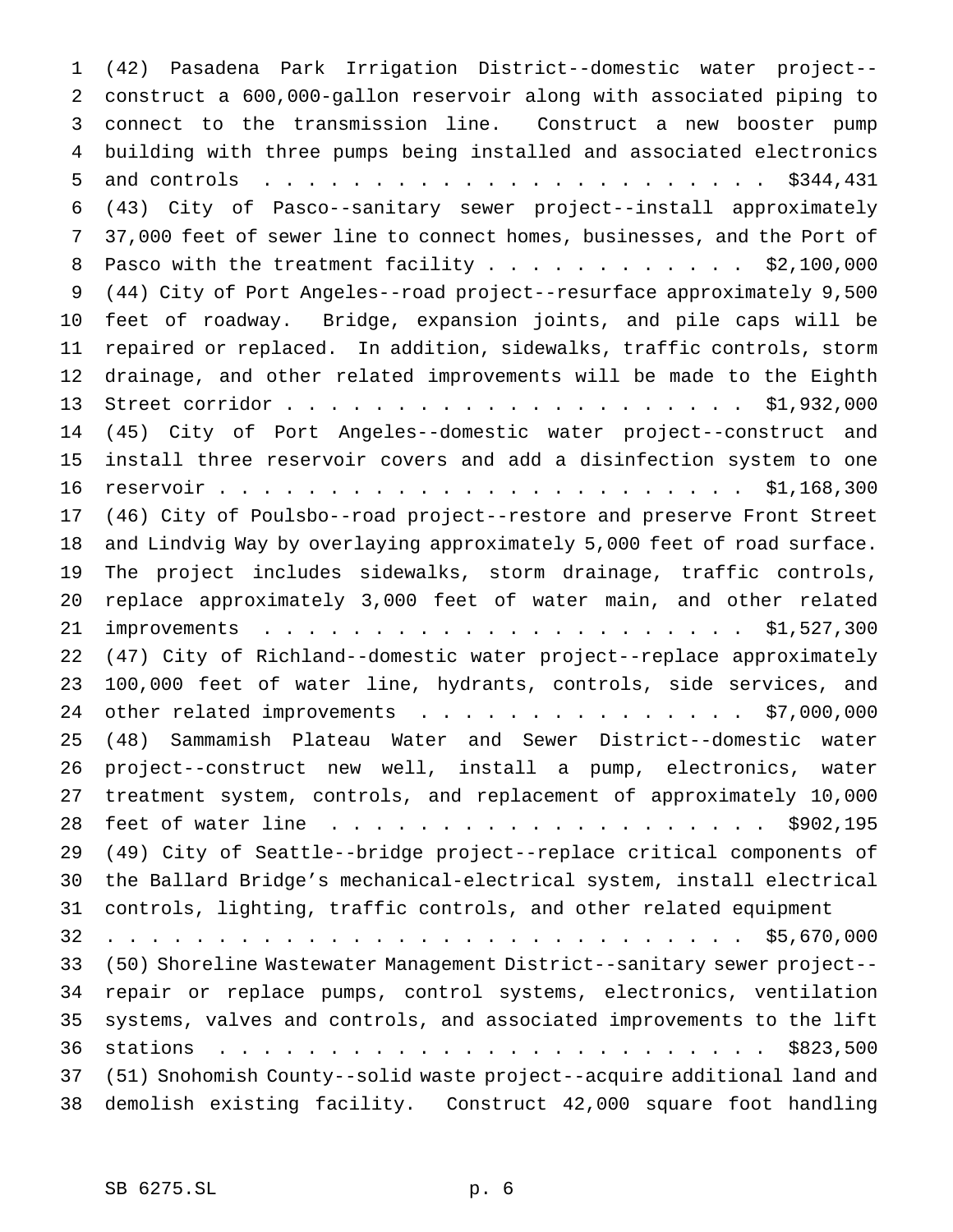(42) Pasadena Park Irrigation District--domestic water project--construct a 600,000-gallon reservoir along with associated piping to connect to the transmission line. Construct a new booster pump building with three pumps being installed and associated electronics and controls . . . . . . . . . . . . . . . . . . . . . . . $344,431

(43) City of Pasco--sanitary sewer project--install approximately 37,000 feet of sewer line to connect homes, businesses, and the Port of Pasco with the treatment facility . . . . . . . . . . . . $2,100,000

(44) City of Port Angeles--road project--resurface approximately 9,500 feet of roadway. Bridge, expansion joints, and pile caps will be repaired or replaced. In addition, sidewalks, traffic controls, storm drainage, and other related improvements will be made to the Eighth Street corridor . . . . . . . . . . . . . . . . . . . . . $1,932,000

(45) City of Port Angeles--domestic water project--construct and install three reservoir covers and add a disinfection system to one reservoir . . . . . . . . . . . . . . . . . . . . . . . . $1,168,300

(46) City of Poulsbo--road project--restore and preserve Front Street and Lindvig Way by overlaying approximately 5,000 feet of road surface. The project includes sidewalks, storm drainage, traffic controls, replace approximately 3,000 feet of water main, and other related improvements . . . . . . . . . . . . . . . . . . . . . $1,527,300

(47) City of Richland--domestic water project--replace approximately 100,000 feet of water line, hydrants, controls, side services, and other related improvements . . . . . . . . . . . . . . . . $7,000,000

(48) Sammamish Plateau Water and Sewer District--domestic water project--construct new well, install a pump, electronics, water treatment system, controls, and replacement of approximately 10,000 feet of water line . . . . . . . . . . . . . . . . . . . . $902,195

(49) City of Seattle--bridge project--replace critical components of the Ballard Bridge's mechanical-electrical system, install electrical controls, lighting, traffic controls, and other related equipment . . . . . . . . . . . . . . . . . . . . . . . . . . . . . . $5,670,000

(50) Shoreline Wastewater Management District--sanitary sewer project--repair or replace pumps, control systems, electronics, ventilation systems, valves and controls, and associated improvements to the lift stations . . . . . . . . . . . . . . . . . . . . . . . . . $823,500

(51) Snohomish County--solid waste project--acquire additional land and demolish existing facility. Construct 42,000 square foot handling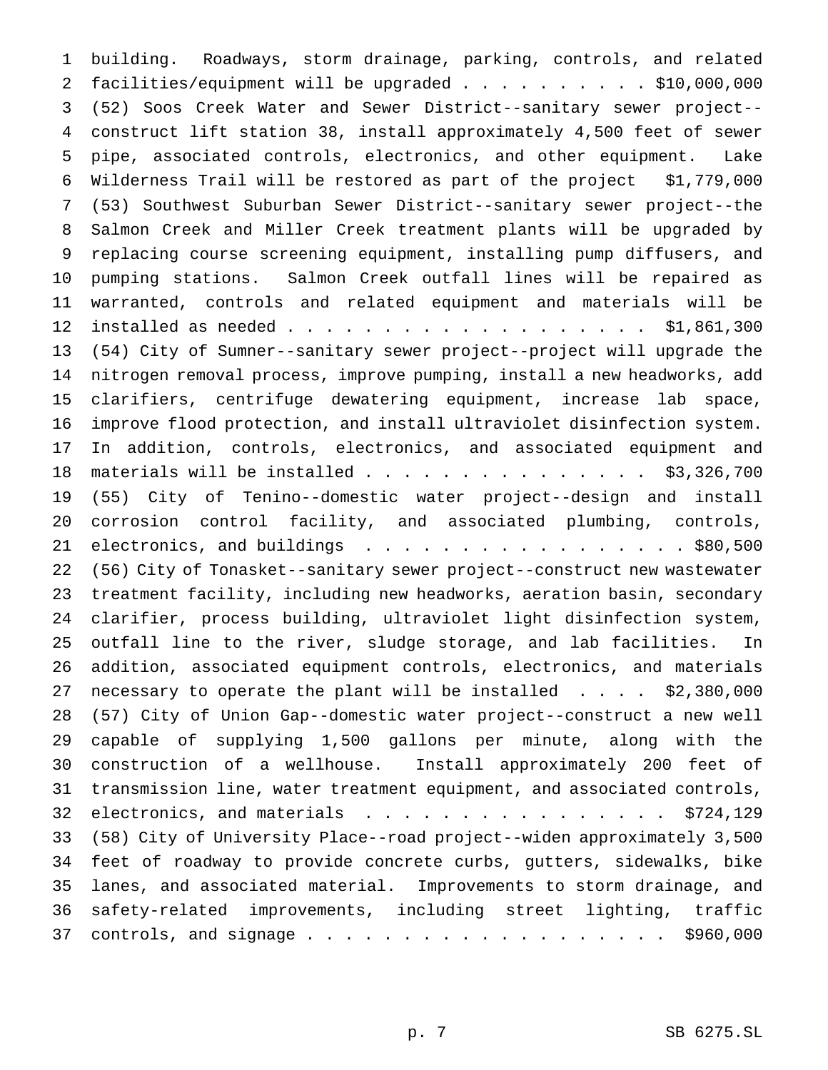building. Roadways, storm drainage, parking, controls, and related facilities/equipment will be upgraded . . . . . . . . . . $10,000,000

(52) Soos Creek Water and Sewer District--sanitary sewer project--construct lift station 38, install approximately 4,500 feet of sewer pipe, associated controls, electronics, and other equipment. Lake Wilderness Trail will be restored as part of the project $1,779,000

(53) Southwest Suburban Sewer District--sanitary sewer project--the Salmon Creek and Miller Creek treatment plants will be upgraded by replacing course screening equipment, installing pump diffusers, and pumping stations. Salmon Creek outfall lines will be repaired as warranted, controls and related equipment and materials will be installed as needed . . . . . . . . . . . . . . . . . . . $1,861,300

(54) City of Sumner--sanitary sewer project--project will upgrade the nitrogen removal process, improve pumping, install a new headworks, add clarifiers, centrifuge dewatering equipment, increase lab space, improve flood protection, and install ultraviolet disinfection system. In addition, controls, electronics, and associated equipment and materials will be installed . . . . . . . . . . . . . . . $3,326,700

(55) City of Tenino--domestic water project--design and install corrosion control facility, and associated plumbing, controls, electronics, and buildings . . . . . . . . . . . . . . . . . $80,500

(56) City of Tonasket--sanitary sewer project--construct new wastewater treatment facility, including new headworks, aeration basin, secondary clarifier, process building, ultraviolet light disinfection system, outfall line to the river, sludge storage, and lab facilities. In addition, associated equipment controls, electronics, and materials necessary to operate the plant will be installed . . . . $2,380,000

(57) City of Union Gap--domestic water project--construct a new well capable of supplying 1,500 gallons per minute, along with the construction of a wellhouse. Install approximately 200 feet of transmission line, water treatment equipment, and associated controls, electronics, and materials . . . . . . . . . . . . . . . . $724,129

(58) City of University Place--road project--widen approximately 3,500 feet of roadway to provide concrete curbs, gutters, sidewalks, bike lanes, and associated material. Improvements to storm drainage, and safety-related improvements, including street lighting, traffic controls, and signage . . . . . . . . . . . . . . . . . . . $960,000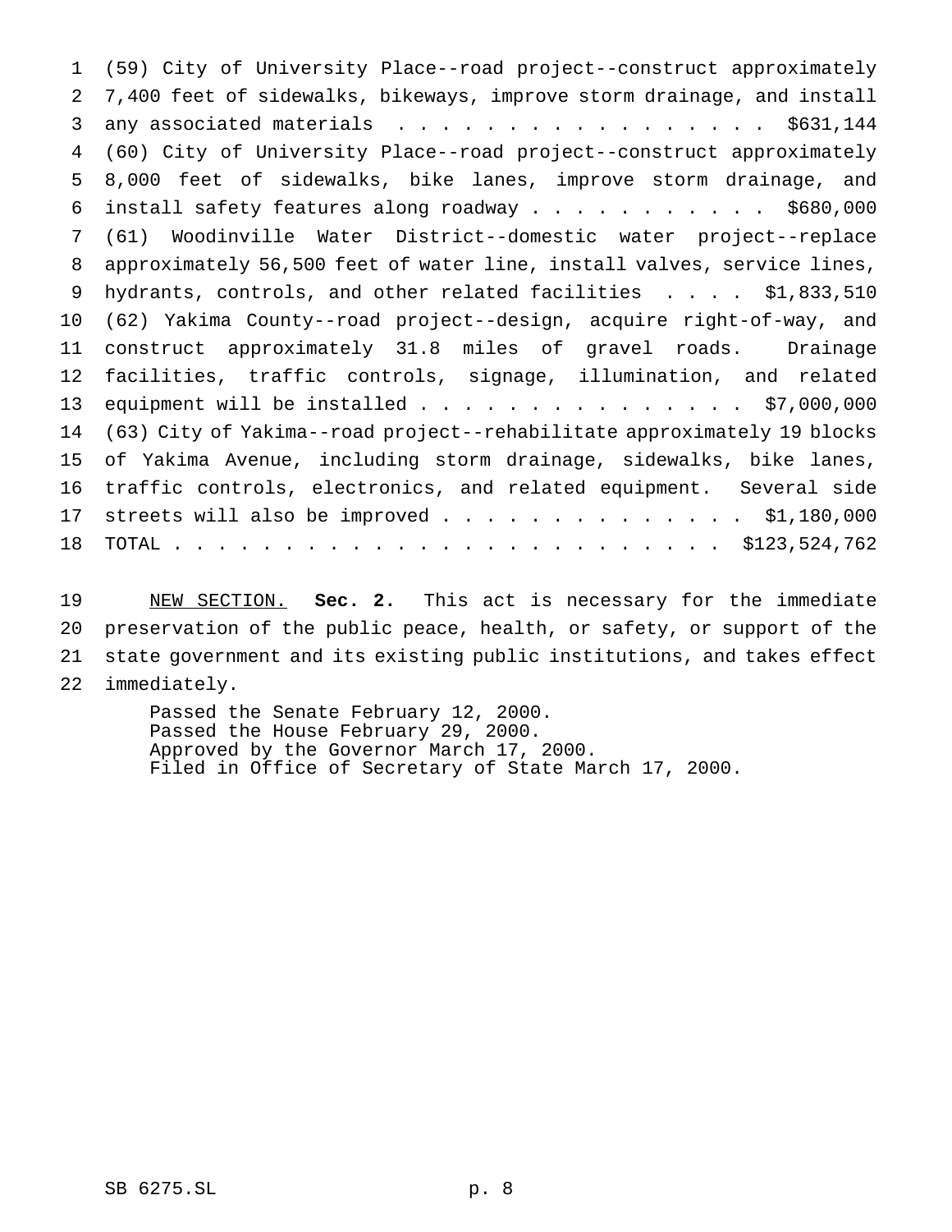(59) City of University Place--road project--construct approximately 7,400 feet of sidewalks, bikeways, improve storm drainage, and install any associated materials . . . . . . . . . . . . . . . . . $631,144

(60) City of University Place--road project--construct approximately 8,000 feet of sidewalks, bike lanes, improve storm drainage, and install safety features along roadway . . . . . . . . . . . $680,000

(61) Woodinville Water District--domestic water project--replace approximately 56,500 feet of water line, install valves, service lines, hydrants, controls, and other related facilities . . . . $1,833,510

(62) Yakima County--road project--design, acquire right-of-way, and construct approximately 31.8 miles of gravel roads. Drainage facilities, traffic controls, signage, illumination, and related equipment will be installed . . . . . . . . . . . . . . . $7,000,000

(63) City of Yakima--road project--rehabilitate approximately 19 blocks of Yakima Avenue, including storm drainage, sidewalks, bike lanes, traffic controls, electronics, and related equipment. Several side streets will also be improved . . . . . . . . . . . . . . $1,180,000

TOTAL . . . . . . . . . . . . . . . . . . . . . . . . . $123,524,762

NEW SECTION. **Sec. 2.** This act is necessary for the immediate preservation of the public peace, health, or safety, or support of the state government and its existing public institutions, and takes effect immediately.

Passed the Senate February 12, 2000.
Passed the House February 29, 2000.
Approved by the Governor March 17, 2000.
Filed in Office of Secretary of State March 17, 2000.